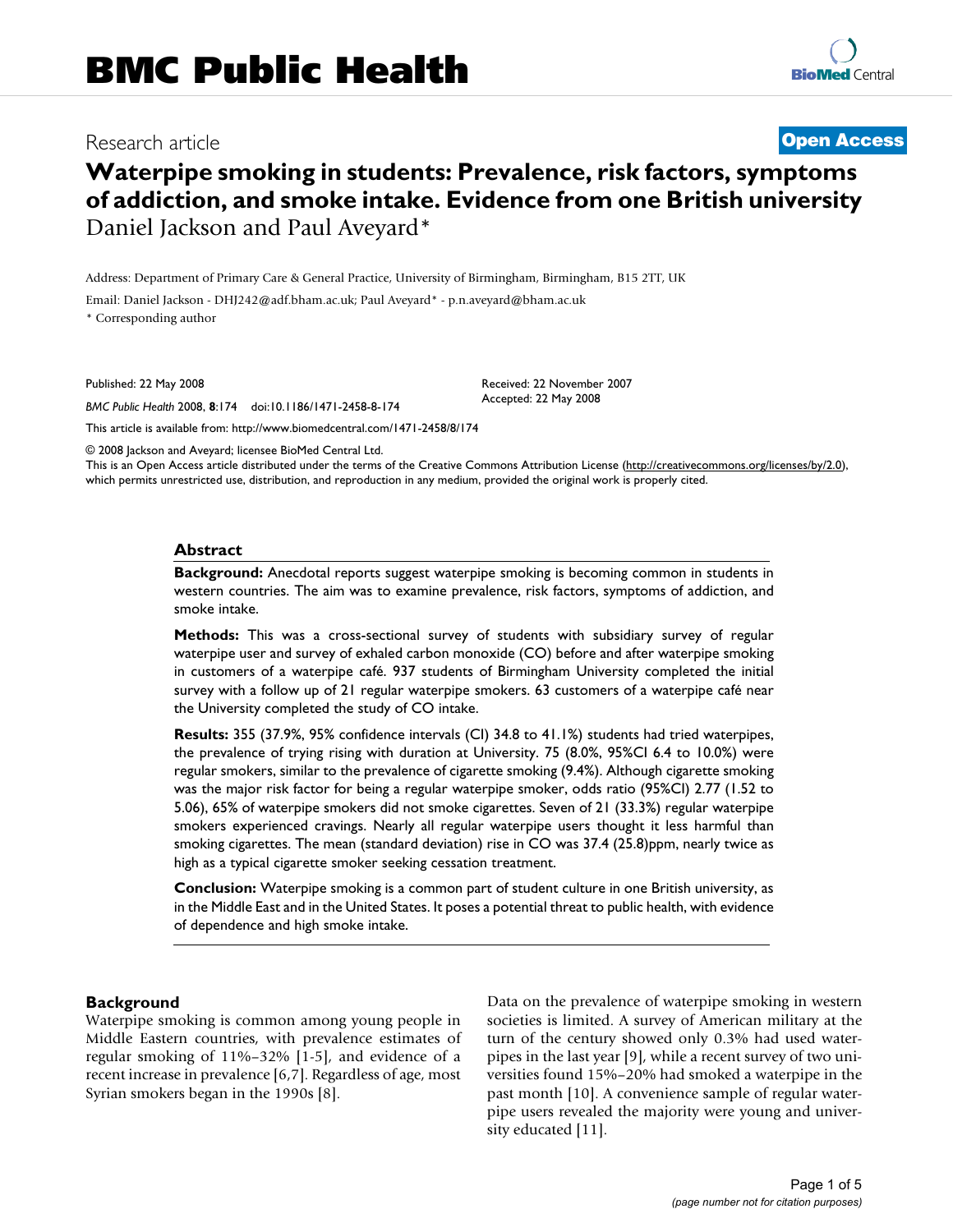# BMC Public Health

Research article **Open Access**

# Waterpipe smoking in students: Prevalence, risk factors, symptoms of addiction, and smoke intake. Evidence from one British university

Daniel Jackson and Paul Aveyard*

Address: Department of Primary Care & General Practice, University of Birmingham, Birmingham, B15 2TT, UK

Email: Daniel Jackson - DHJ242@adf.bham.ac.uk; Paul Aveyard* - p.n.aveyard@bham.ac.uk

* Corresponding author

Published: 22 May 2008

*BMC Public Health* 2008, **8**:174 doi:10.1186/1471-2458-8-174

Received: 22 November 2007
Accepted: 22 May 2008

This article is available from: http://www.biomedcentral.com/1471-2458/8/174

© 2008 Jackson and Aveyard; licensee BioMed Central Ltd.

This is an Open Access article distributed under the terms of the Creative Commons Attribution License (http://creativecommons.org/licenses/by/2.0), which permits unrestricted use, distribution, and reproduction in any medium, provided the original work is properly cited.

## Abstract

**Background:** Anecdotal reports suggest waterpipe smoking is becoming common in students in western countries. The aim was to examine prevalence, risk factors, symptoms of addiction, and smoke intake.

**Methods:** This was a cross-sectional survey of students with subsidiary survey of regular waterpipe user and survey of exhaled carbon monoxide (CO) before and after waterpipe smoking in customers of a waterpipe café. 937 students of Birmingham University completed the initial survey with a follow up of 21 regular waterpipe smokers. 63 customers of a waterpipe café near the University completed the study of CO intake.

**Results:** 355 (37.9%, 95% confidence intervals (CI) 34.8 to 41.1%) students had tried waterpipes, the prevalence of trying rising with duration at University. 75 (8.0%, 95%CI 6.4 to 10.0%) were regular smokers, similar to the prevalence of cigarette smoking (9.4%). Although cigarette smoking was the major risk factor for being a regular waterpipe smoker, odds ratio (95%CI) 2.77 (1.52 to 5.06), 65% of waterpipe smokers did not smoke cigarettes. Seven of 21 (33.3%) regular waterpipe smokers experienced cravings. Nearly all regular waterpipe users thought it less harmful than smoking cigarettes. The mean (standard deviation) rise in CO was 37.4 (25.8)ppm, nearly twice as high as a typical cigarette smoker seeking cessation treatment.

**Conclusion:** Waterpipe smoking is a common part of student culture in one British university, as in the Middle East and in the United States. It poses a potential threat to public health, with evidence of dependence and high smoke intake.

## Background

Waterpipe smoking is common among young people in Middle Eastern countries, with prevalence estimates of regular smoking of 11%–32% [1-5], and evidence of a recent increase in prevalence [6,7]. Regardless of age, most Syrian smokers began in the 1990s [8].

Data on the prevalence of waterpipe smoking in western societies is limited. A survey of American military at the turn of the century showed only 0.3% had used waterpipes in the last year [9], while a recent survey of two universities found 15%–20% had smoked a waterpipe in the past month [10]. A convenience sample of regular waterpipe users revealed the majority were young and university educated [11].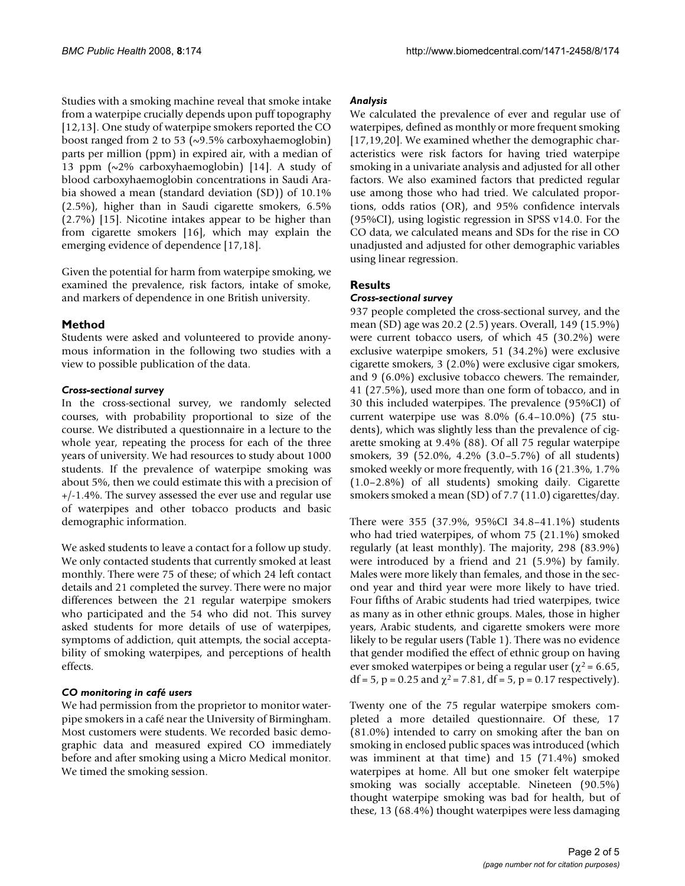Studies with a smoking machine reveal that smoke intake from a waterpipe crucially depends upon puff topography [12,13]. One study of waterpipe smokers reported the CO boost ranged from 2 to 53 (~9.5% carboxyhaemoglobin) parts per million (ppm) in expired air, with a median of 13 ppm (~2% carboxyhaemoglobin) [14]. A study of blood carboxyhaemoglobin concentrations in Saudi Arabia showed a mean (standard deviation (SD)) of 10.1% (2.5%), higher than in Saudi cigarette smokers, 6.5% (2.7%) [15]. Nicotine intakes appear to be higher than from cigarette smokers [16], which may explain the emerging evidence of dependence [17,18].

Given the potential for harm from waterpipe smoking, we examined the prevalence, risk factors, intake of smoke, and markers of dependence in one British university.

## Method

Students were asked and volunteered to provide anonymous information in the following two studies with a view to possible publication of the data.

### *Cross-sectional survey*

In the cross-sectional survey, we randomly selected courses, with probability proportional to size of the course. We distributed a questionnaire in a lecture to the whole year, repeating the process for each of the three years of university. We had resources to study about 1000 students. If the prevalence of waterpipe smoking was about 5%, then we could estimate this with a precision of +/-1.4%. The survey assessed the ever use and regular use of waterpipes and other tobacco products and basic demographic information.

We asked students to leave a contact for a follow up study. We only contacted students that currently smoked at least monthly. There were 75 of these; of which 24 left contact details and 21 completed the survey. There were no major differences between the 21 regular waterpipe smokers who participated and the 54 who did not. This survey asked students for more details of use of waterpipes, symptoms of addiction, quit attempts, the social acceptability of smoking waterpipes, and perceptions of health effects.

### *CO monitoring in café users*

We had permission from the proprietor to monitor waterpipe smokers in a café near the University of Birmingham. Most customers were students. We recorded basic demographic data and measured expired CO immediately before and after smoking using a Micro Medical monitor. We timed the smoking session.

### *Analysis*

We calculated the prevalence of ever and regular use of waterpipes, defined as monthly or more frequent smoking [17,19,20]. We examined whether the demographic characteristics were risk factors for having tried waterpipe smoking in a univariate analysis and adjusted for all other factors. We also examined factors that predicted regular use among those who had tried. We calculated proportions, odds ratios (OR), and 95% confidence intervals (95%CI), using logistic regression in SPSS v14.0. For the CO data, we calculated means and SDs for the rise in CO unadjusted and adjusted for other demographic variables using linear regression.

## Results

### *Cross-sectional survey*

937 people completed the cross-sectional survey, and the mean (SD) age was 20.2 (2.5) years. Overall, 149 (15.9%) were current tobacco users, of which 45 (30.2%) were exclusive waterpipe smokers, 51 (34.2%) were exclusive cigarette smokers, 3 (2.0%) were exclusive cigar smokers, and 9 (6.0%) exclusive tobacco chewers. The remainder, 41 (27.5%), used more than one form of tobacco, and in 30 this included waterpipes. The prevalence (95%CI) of current waterpipe use was 8.0% (6.4–10.0%) (75 students), which was slightly less than the prevalence of cigarette smoking at 9.4% (88). Of all 75 regular waterpipe smokers, 39 (52.0%, 4.2% (3.0–5.7%) of all students) smoked weekly or more frequently, with 16 (21.3%, 1.7% (1.0–2.8%) of all students) smoking daily. Cigarette smokers smoked a mean (SD) of 7.7 (11.0) cigarettes/day.

There were 355 (37.9%, 95%CI 34.8–41.1%) students who had tried waterpipes, of whom 75 (21.1%) smoked regularly (at least monthly). The majority, 298 (83.9%) were introduced by a friend and 21 (5.9%) by family. Males were more likely than females, and those in the second year and third year were more likely to have tried. Four fifths of Arabic students had tried waterpipes, twice as many as in other ethnic groups. Males, those in higher years, Arabic students, and cigarette smokers were more likely to be regular users (Table 1). There was no evidence that gender modified the effect of ethnic group on having ever smoked waterpipes or being a regular user ($\chi^2 = 6.65$, df = 5, p = 0.25 and $\chi^2 = 7.81$, df = 5, p = 0.17 respectively).

Twenty one of the 75 regular waterpipe smokers completed a more detailed questionnaire. Of these, 17 (81.0%) intended to carry on smoking after the ban on smoking in enclosed public spaces was introduced (which was imminent at that time) and 15 (71.4%) smoked waterpipes at home. All but one smoker felt waterpipe smoking was socially acceptable. Nineteen (90.5%) thought waterpipe smoking was bad for health, but of these, 13 (68.4%) thought waterpipes were less damaging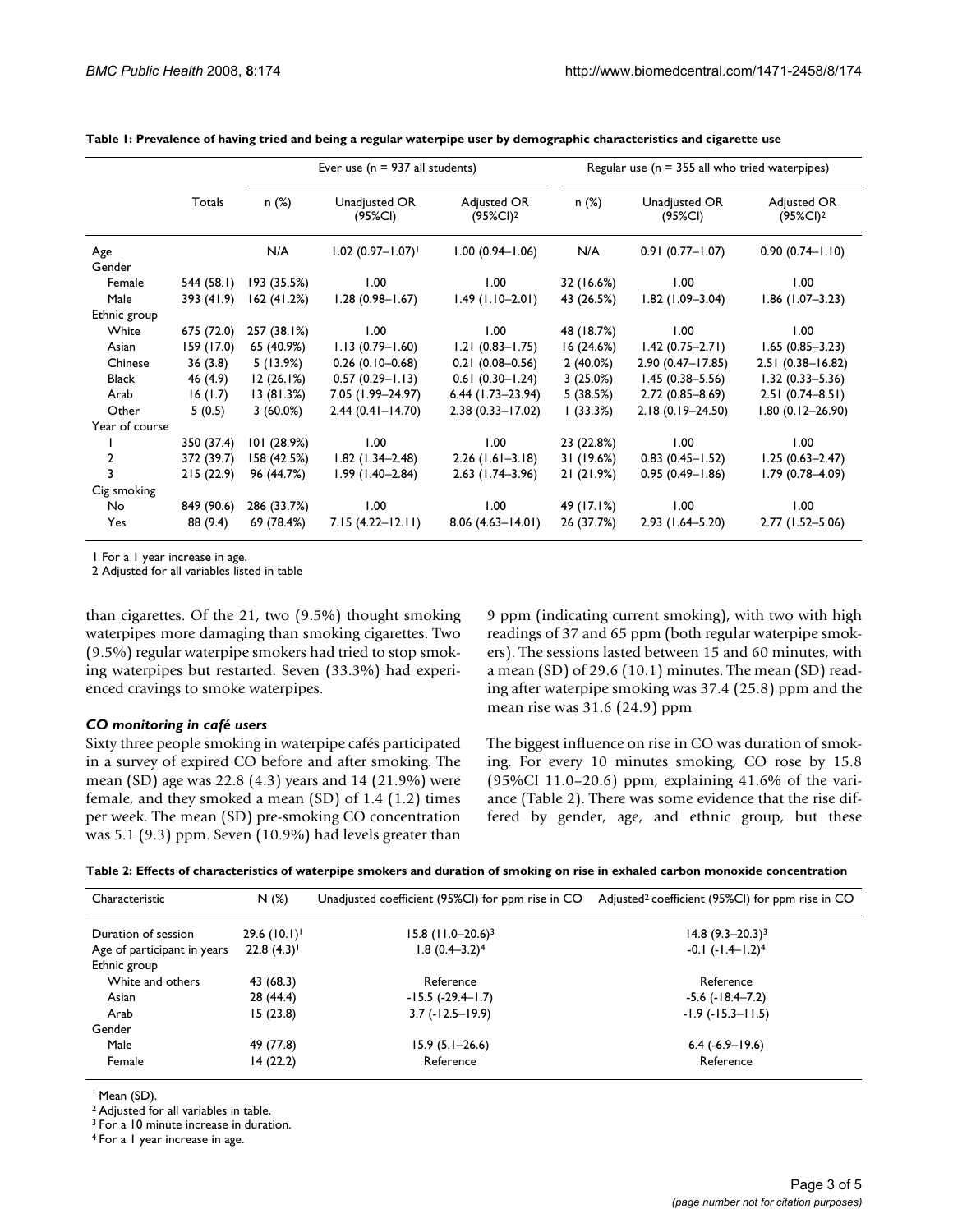**Table 1: Prevalence of having tried and being a regular waterpipe user by demographic characteristics and cigarette use**

| | Totals | Ever use (n = 937 all students) | | | Regular use (n = 355 all who tried waterpipes) | | |
|---|---|---|---|---|---|---|---|
| | | n (%) | Unadjusted OR (95%CI) | Adjusted OR (95%CI)[2] | n (%) | Unadjusted OR (95%CI) | Adjusted OR (95%CI)[2] |
| Age | | N/A | 1.02 (0.97–1.07)[1] | 1.00 (0.94–1.06) | N/A | 0.91 (0.77–1.07) | 0.90 (0.74–1.10) |
| Gender | | | | | | | |
| Female | 544 (58.1) | 193 (35.5%) | 1.00 | 1.00 | 32 (16.6%) | 1.00 | 1.00 |
| Male | 393 (41.9) | 162 (41.2%) | 1.28 (0.98–1.67) | 1.49 (1.10–2.01) | 43 (26.5%) | 1.82 (1.09–3.04) | 1.86 (1.07–3.23) |
| Ethnic group | | | | | | | |
| White | 675 (72.0) | 257 (38.1%) | 1.00 | 1.00 | 48 (18.7%) | 1.00 | 1.00 |
| Asian | 159 (17.0) | 65 (40.9%) | 1.13 (0.79–1.60) | 1.21 (0.83–1.75) | 16 (24.6%) | 1.42 (0.75–2.71) | 1.65 (0.85–3.23) |
| Chinese | 36 (3.8) | 5 (13.9%) | 0.26 (0.10–0.68) | 0.21 (0.08–0.56) | 2 (40.0%) | 2.90 (0.47–17.85) | 2.51 (0.38–16.82) |
| Black | 46 (4.9) | 12 (26.1%) | 0.57 (0.29–1.13) | 0.61 (0.30–1.24) | 3 (25.0%) | 1.45 (0.38–5.56) | 1.32 (0.33–5.36) |
| Arab | 16 (1.7) | 13 (81.3%) | 7.05 (1.99–24.97) | 6.44 (1.73–23.94) | 5 (38.5%) | 2.72 (0.85–8.69) | 2.51 (0.74–8.51) |
| Other | 5 (0.5) | 3 (60.0%) | 2.44 (0.41–14.70) | 2.38 (0.33–17.02) | 1 (33.3%) | 2.18 (0.19–24.50) | 1.80 (0.12–26.90) |
| Year of course | | | | | | | |
| 1 | 350 (37.4) | 101 (28.9%) | 1.00 | 1.00 | 23 (22.8%) | 1.00 | 1.00 |
| 2 | 372 (39.7) | 158 (42.5%) | 1.82 (1.34–2.48) | 2.26 (1.61–3.18) | 31 (19.6%) | 0.83 (0.45–1.52) | 1.25 (0.63–2.47) |
| 3 | 215 (22.9) | 96 (44.7%) | 1.99 (1.40–2.84) | 2.63 (1.74–3.96) | 21 (21.9%) | 0.95 (0.49–1.86) | 1.79 (0.78–4.09) |
| Cig smoking | | | | | | | |
| No | 849 (90.6) | 286 (33.7%) | 1.00 | 1.00 | 49 (17.1%) | 1.00 | 1.00 |
| Yes | 88 (9.4) | 69 (78.4%) | 7.15 (4.22–12.11) | 8.06 (4.63–14.01) | 26 (37.7%) | 2.93 (1.64–5.20) | 2.77 (1.52–5.06) |

1 For a 1 year increase in age.
2 Adjusted for all variables listed in table

than cigarettes. Of the 21, two (9.5%) thought smoking waterpipes more damaging than smoking cigarettes. Two (9.5%) regular waterpipe smokers had tried to stop smoking waterpipes but restarted. Seven (33.3%) had experienced cravings to smoke waterpipes.

### *CO monitoring in café users*

Sixty three people smoking in waterpipe cafés participated in a survey of expired CO before and after smoking. The mean (SD) age was 22.8 (4.3) years and 14 (21.9%) were female, and they smoked a mean (SD) of 1.4 (1.2) times per week. The mean (SD) pre-smoking CO concentration was 5.1 (9.3) ppm. Seven (10.9%) had levels greater than 9 ppm (indicating current smoking), with two with high readings of 37 and 65 ppm (both regular waterpipe smokers). The sessions lasted between 15 and 60 minutes, with a mean (SD) of 29.6 (10.1) minutes. The mean (SD) reading after waterpipe smoking was 37.4 (25.8) ppm and the mean rise was 31.6 (24.9) ppm

The biggest influence on rise in CO was duration of smoking. For every 10 minutes smoking, CO rose by 15.8 (95%CI 11.0–20.6) ppm, explaining 41.6% of the variance (Table 2). There was some evidence that the rise differed by gender, age, and ethnic group, but these

**Table 2: Effects of characteristics of waterpipe smokers and duration of smoking on rise in exhaled carbon monoxide concentration**

| Characteristic | N (%) | Unadjusted coefficient (95%CI) for ppm rise in CO | Adjusted[2] coefficient (95%CI) for ppm rise in CO |
|---|---|---|---|
| Duration of session | 29.6 (10.1)[1] | 15.8 (11.0–20.6)[3] | 14.8 (9.3–20.3)[3] |
| Age of participant in years | 22.8 (4.3)[1] | 1.8 (0.4–3.2)[4] | -0.1 (-1.4–1.2)[4] |
| Ethnic group | | | |
| White and others | 43 (68.3) | Reference | Reference |
| Asian | 28 (44.4) | -15.5 (-29.4–1.7) | -5.6 (-18.4–7.2) |
| Arab | 15 (23.8) | 3.7 (-12.5–19.9) | -1.9 (-15.3–11.5) |
| Gender | | | |
| Male | 49 (77.8) | 15.9 (5.1–26.6) | 6.4 (-6.9–19.6) |
| Female | 14 (22.2) | Reference | Reference |

[1] Mean (SD).
[2] Adjusted for all variables in table.
[3] For a 10 minute increase in duration.
[4] For a 1 year increase in age.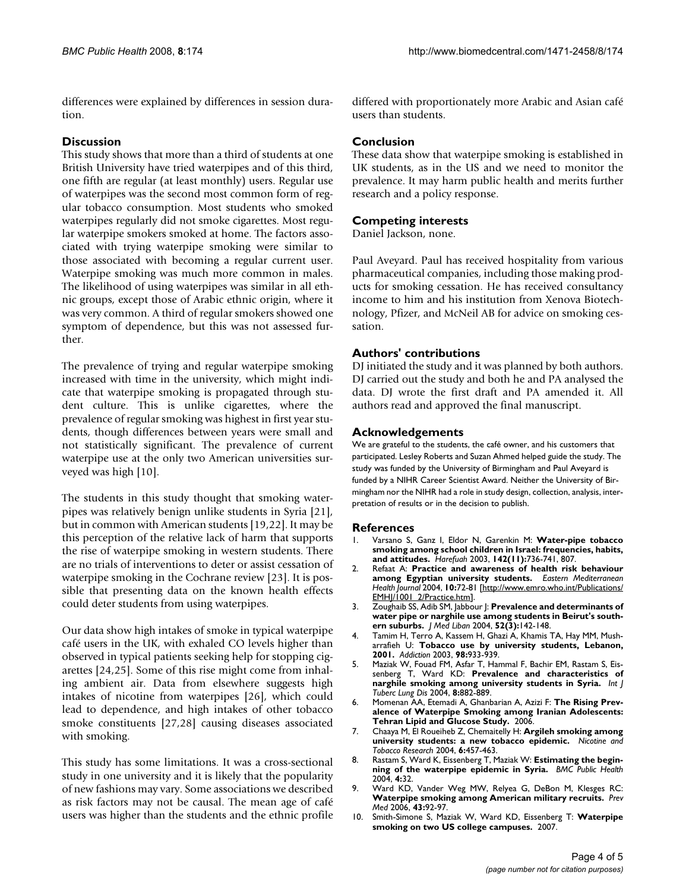differences were explained by differences in session duration.

## Discussion

This study shows that more than a third of students at one British University have tried waterpipes and of this third, one fifth are regular (at least monthly) users. Regular use of waterpipes was the second most common form of regular tobacco consumption. Most students who smoked waterpipes regularly did not smoke cigarettes. Most regular waterpipe smokers smoked at home. The factors associated with trying waterpipe smoking were similar to those associated with becoming a regular current user. Waterpipe smoking was much more common in males. The likelihood of using waterpipes was similar in all ethnic groups, except those of Arabic ethnic origin, where it was very common. A third of regular smokers showed one symptom of dependence, but this was not assessed further.

The prevalence of trying and regular waterpipe smoking increased with time in the university, which might indicate that waterpipe smoking is propagated through student culture. This is unlike cigarettes, where the prevalence of regular smoking was highest in first year students, though differences between years were small and not statistically significant. The prevalence of current waterpipe use at the only two American universities surveyed was high [10].

The students in this study thought that smoking waterpipes was relatively benign unlike students in Syria [21], but in common with American students [19,22]. It may be this perception of the relative lack of harm that supports the rise of waterpipe smoking in western students. There are no trials of interventions to deter or assist cessation of waterpipe smoking in the Cochrane review [23]. It is possible that presenting data on the known health effects could deter students from using waterpipes.

Our data show high intakes of smoke in typical waterpipe café users in the UK, with exhaled CO levels higher than observed in typical patients seeking help for stopping cigarettes [24,25]. Some of this rise might come from inhaling ambient air. Data from elsewhere suggests high intakes of nicotine from waterpipes [26], which could lead to dependence, and high intakes of other tobacco smoke constituents [27,28] causing diseases associated with smoking.

This study has some limitations. It was a cross-sectional study in one university and it is likely that the popularity of new fashions may vary. Some associations we described as risk factors may not be causal. The mean age of café users was higher than the students and the ethnic profile differed with proportionately more Arabic and Asian café users than students.

## Conclusion

These data show that waterpipe smoking is established in UK students, as in the US and we need to monitor the prevalence. It may harm public health and merits further research and a policy response.

## Competing interests

Daniel Jackson, none.

Paul Aveyard. Paul has received hospitality from various pharmaceutical companies, including those making products for smoking cessation. He has received consultancy income to him and his institution from Xenova Biotechnology, Pfizer, and McNeil AB for advice on smoking cessation.

## Authors' contributions

DJ initiated the study and it was planned by both authors. DJ carried out the study and both he and PA analysed the data. DJ wrote the first draft and PA amended it. All authors read and approved the final manuscript.

## Acknowledgements

We are grateful to the students, the café owner, and his customers that participated. Lesley Roberts and Suzan Ahmed helped guide the study. The study was funded by the University of Birmingham and Paul Aveyard is funded by a NIHR Career Scientist Award. Neither the University of Birmingham nor the NIHR had a role in study design, collection, analysis, interpretation of results or in the decision to publish.

## References

1. Varsano S, Ganz I, Eldor N, Garenkin M: **Water-pipe tobacco smoking among school children in Israel: frequencies, habits, and attitudes.** *Harefuah* 2003, **142(11):**736-741, 807.
2. Refaat A: **Practice and awareness of health risk behaviour among Egyptian university students.** *Eastern Mediterranean Health Journal* 2004, **10:**72-81 [http://www.emro.who.int/Publications/EMHJ/1001_2/Practice.htm].
3. Zoughaib SS, Adib SM, Jabbour J: **Prevalence and determinants of water pipe or narghile use among students in Beirut's southern suburbs.** *J Med Liban* 2004, **52(3):**142-148.
4. Tamim H, Terro A, Kassem H, Ghazi A, Khamis TA, Hay MM, Musharrafieh U: **Tobacco use by university students, Lebanon, 2001.** *Addiction* 2003, **98:**933-939.
5. Maziak W, Fouad FM, Asfar T, Hammal F, Bachir EM, Rastam S, Eissenberg T, Ward KD: **Prevalence and characteristics of narghile smoking among university students in Syria.** *Int J Tuberc Lung Dis* 2004, **8:**882-889.
6. Momenan AA, Etemadi A, Ghanbarian A, Azizi F: **The Rising Prevalence of Waterpipe Smoking among Iranian Adolescents: Tehran Lipid and Glucose Study.** 2006.
7. Chaaya M, El Roueiheb Z, Chemaitelly H: **Argileh smoking among university students: a new tobacco epidemic.** *Nicotine and Tobacco Research* 2004, **6:**457-463.
8. Rastam S, Ward K, Eissenberg T, Maziak W: **Estimating the beginning of the waterpipe epidemic in Syria.** *BMC Public Health* 2004, **4:**32.
9. Ward KD, Vander Weg MW, Relyea G, DeBon M, Klesges RC: **Waterpipe smoking among American military recruits.** *Prev Med* 2006, **43:**92-97.
10. Smith-Simone S, Maziak W, Ward KD, Eissenberg T: **Waterpipe smoking on two US college campuses.** 2007.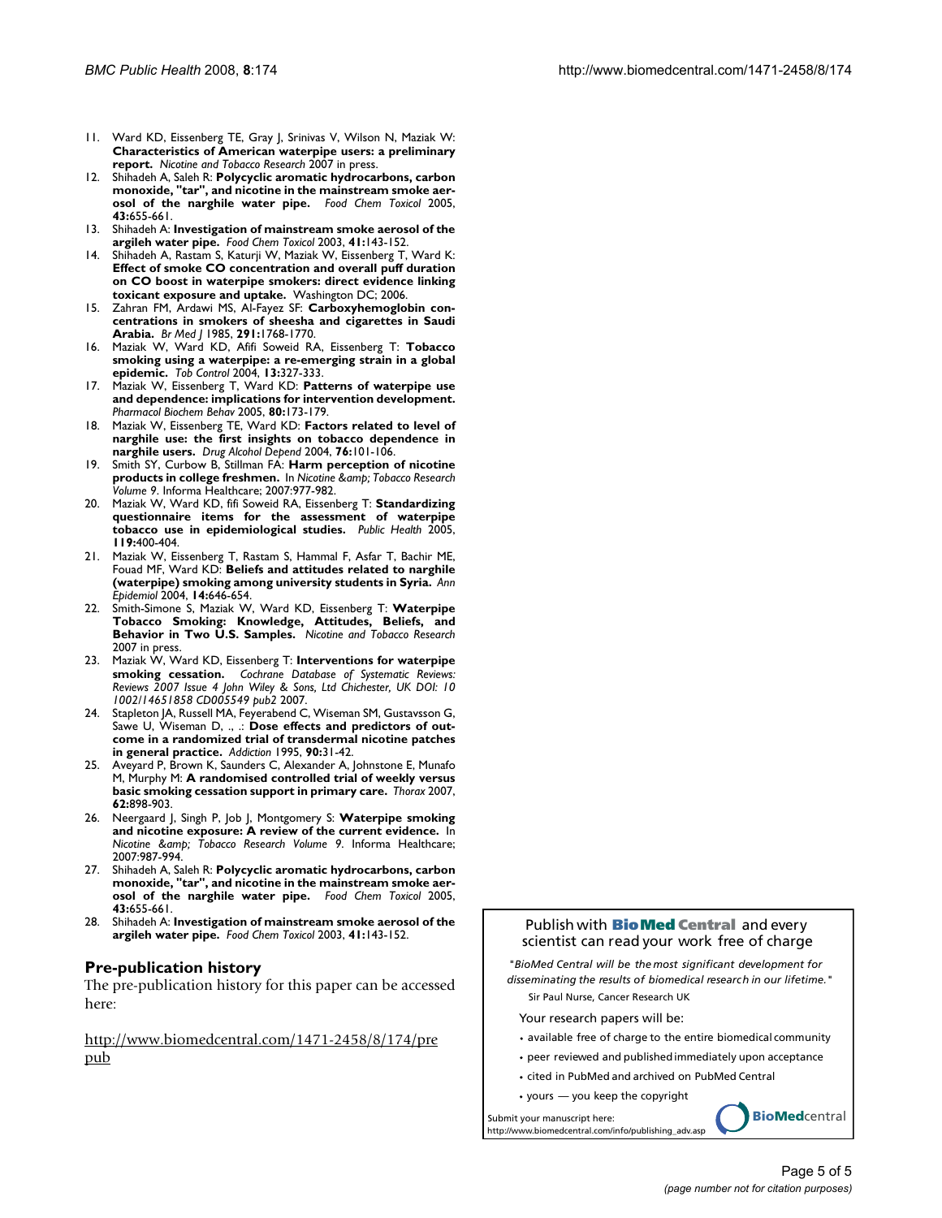11. Ward KD, Eissenberg TE, Gray J, Srinivas V, Wilson N, Maziak W: **Characteristics of American waterpipe users: a preliminary report.** *Nicotine and Tobacco Research* 2007 in press.
12. Shihadeh A, Saleh R: **Polycyclic aromatic hydrocarbons, carbon monoxide, "tar", and nicotine in the mainstream smoke aerosol of the narghile water pipe.** *Food Chem Toxicol* 2005, **43:**655-661.
13. Shihadeh A: **Investigation of mainstream smoke aerosol of the argileh water pipe.** *Food Chem Toxicol* 2003, **41:**143-152.
14. Shihadeh A, Rastam S, Katurji W, Maziak W, Eissenberg T, Ward K: **Effect of smoke CO concentration and overall puff duration on CO boost in waterpipe smokers: direct evidence linking toxicant exposure and uptake.** Washington DC; 2006.
15. Zahran FM, Ardawi MS, Al-Fayez SF: **Carboxyhemoglobin concentrations in smokers of sheesha and cigarettes in Saudi Arabia.** *Br Med J* 1985, **291:**1768-1770.
16. Maziak W, Ward KD, Afifi Soweid RA, Eissenberg T: **Tobacco smoking using a waterpipe: a re-emerging strain in a global epidemic.** *Tob Control* 2004, **13:**327-333.
17. Maziak W, Eissenberg T, Ward KD: **Patterns of waterpipe use and dependence: implications for intervention development.** *Pharmacol Biochem Behav* 2005, **80:**173-179.
18. Maziak W, Eissenberg TE, Ward KD: **Factors related to level of narghile use: the first insights on tobacco dependence in narghile users.** *Drug Alcohol Depend* 2004, **76:**101-106.
19. Smith SY, Curbow B, Stillman FA: **Harm perception of nicotine products in college freshmen.** In *Nicotine &amp; Tobacco Research Volume 9*. Informa Healthcare; 2007:977-982.
20. Maziak W, Ward KD, fifi Soweid RA, Eissenberg T: **Standardizing questionnaire items for the assessment of waterpipe tobacco use in epidemiological studies.** *Public Health* 2005, **119:**400-404.
21. Maziak W, Eissenberg T, Rastam S, Hammal F, Asfar T, Bachir ME, Fouad MF, Ward KD: **Beliefs and attitudes related to narghile (waterpipe) smoking among university students in Syria.** *Ann Epidemiol* 2004, **14:**646-654.
22. Smith-Simone S, Maziak W, Ward KD, Eissenberg T: **Waterpipe Tobacco Smoking: Knowledge, Attitudes, Beliefs, and Behavior in Two U.S. Samples.** *Nicotine and Tobacco Research* 2007 in press.
23. Maziak W, Ward KD, Eissenberg T: **Interventions for waterpipe smoking cessation.** *Cochrane Database of Systematic Reviews: Reviews 2007 Issue 4 John Wiley & Sons, Ltd Chichester, UK DOI: 10 1002/14651858 CD005549 pub2* 2007.
24. Stapleton JA, Russell MA, Feyerabend C, Wiseman SM, Gustavsson G, Sawe U, Wiseman D, ., .: **Dose effects and predictors of outcome in a randomized trial of transdermal nicotine patches in general practice.** *Addiction* 1995, **90:**31-42.
25. Aveyard P, Brown K, Saunders C, Alexander A, Johnstone E, Munafo M, Murphy M: **A randomised controlled trial of weekly versus basic smoking cessation support in primary care.** *Thorax* 2007, **62:**898-903.
26. Neergaard J, Singh P, Job J, Montgomery S: **Waterpipe smoking and nicotine exposure: A review of the current evidence.** In *Nicotine &amp; Tobacco Research Volume 9*. Informa Healthcare; 2007:987-994.
27. Shihadeh A, Saleh R: **Polycyclic aromatic hydrocarbons, carbon monoxide, "tar", and nicotine in the mainstream smoke aerosol of the narghile water pipe.** *Food Chem Toxicol* 2005, **43:**655-661.
28. Shihadeh A: **Investigation of mainstream smoke aerosol of the argileh water pipe.** *Food Chem Toxicol* 2003, **41:**143-152.

## Pre-publication history

The pre-publication history for this paper can be accessed here:

http://www.biomedcentral.com/1471-2458/8/174/prepub

Publish with **BioMed Central** and every scientist can read your work free of charge

*"BioMed Central will be the most significant development for disseminating the results of biomedical research in our lifetime."*
Sir Paul Nurse, Cancer Research UK

Your research papers will be:

- available free of charge to the entire biomedical community
- peer reviewed and published immediately upon acceptance
- cited in PubMed and archived on PubMed Central
- yours — you keep the copyright

Submit your manuscript here:
http://www.biomedcentral.com/info/publishing_adv.asp

BioMedcentral